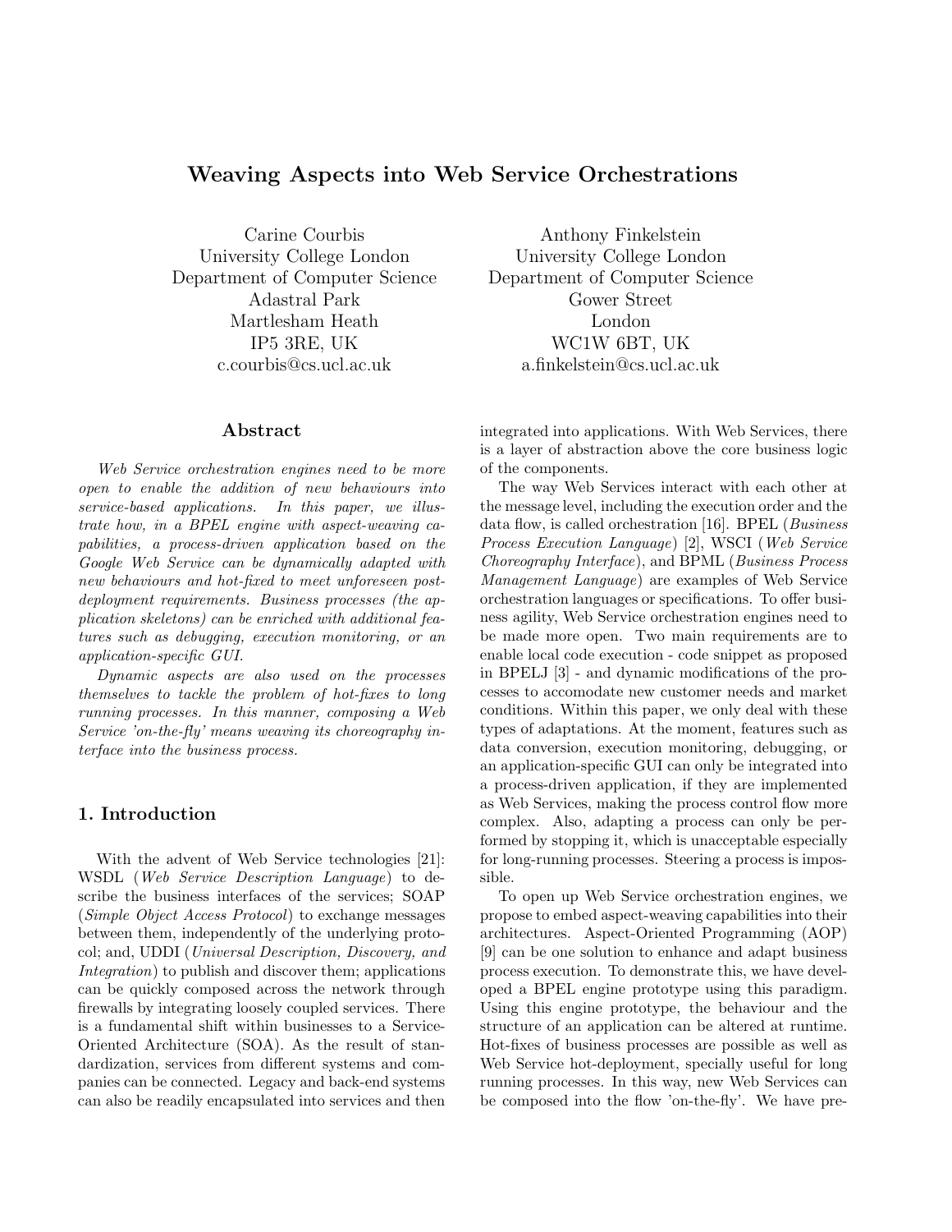# Weaving Aspects into Web Service Orchestrations

Carine Courbis
University College London
Department of Computer Science
Adastral Park
Martlesham Heath
IP5 3RE, UK
c.courbis@cs.ucl.ac.uk

Anthony Finkelstein
University College London
Department of Computer Science
Gower Street
London
WC1W 6BT, UK
a.finkelstein@cs.ucl.ac.uk

## Abstract

*Web Service orchestration engines need to be more open to enable the addition of new behaviours into service-based applications. In this paper, we illustrate how, in a BPEL engine with aspect-weaving capabilities, a process-driven application based on the Google Web Service can be dynamically adapted with new behaviours and hot-fixed to meet unforeseen post-deployment requirements. Business processes (the application skeletons) can be enriched with additional features such as debugging, execution monitoring, or an application-specific GUI.*

*Dynamic aspects are also used on the processes themselves to tackle the problem of hot-fixes to long running processes. In this manner, composing a Web Service 'on-the-fly' means weaving its choreography interface into the business process.*

## 1. Introduction

With the advent of Web Service technologies [21]: WSDL (*Web Service Description Language*) to describe the business interfaces of the services; SOAP (*Simple Object Access Protocol*) to exchange messages between them, independently of the underlying protocol; and, UDDI (*Universal Description, Discovery, and Integration*) to publish and discover them; applications can be quickly composed across the network through firewalls by integrating loosely coupled services. There is a fundamental shift within businesses to a Service-Oriented Architecture (SOA). As the result of standardization, services from different systems and companies can be connected. Legacy and back-end systems can also be readily encapsulated into services and then integrated into applications. With Web Services, there is a layer of abstraction above the core business logic of the components.

The way Web Services interact with each other at the message level, including the execution order and the data flow, is called orchestration [16]. BPEL (*Business Process Execution Language*) [2], WSCI (*Web Service Choreography Interface*), and BPML (*Business Process Management Language*) are examples of Web Service orchestration languages or specifications. To offer business agility, Web Service orchestration engines need to be made more open. Two main requirements are to enable local code execution - code snippet as proposed in BPELJ [3] - and dynamic modifications of the processes to accomodate new customer needs and market conditions. Within this paper, we only deal with these types of adaptations. At the moment, features such as data conversion, execution monitoring, debugging, or an application-specific GUI can only be integrated into a process-driven application, if they are implemented as Web Services, making the process control flow more complex. Also, adapting a process can only be performed by stopping it, which is unacceptable especially for long-running processes. Steering a process is impossible.

To open up Web Service orchestration engines, we propose to embed aspect-weaving capabilities into their architectures. Aspect-Oriented Programming (AOP) [9] can be one solution to enhance and adapt business process execution. To demonstrate this, we have developed a BPEL engine prototype using this paradigm. Using this engine prototype, the behaviour and the structure of an application can be altered at runtime. Hot-fixes of business processes are possible as well as Web Service hot-deployment, specially useful for long running processes. In this way, new Web Services can be composed into the flow 'on-the-fly'. We have pre-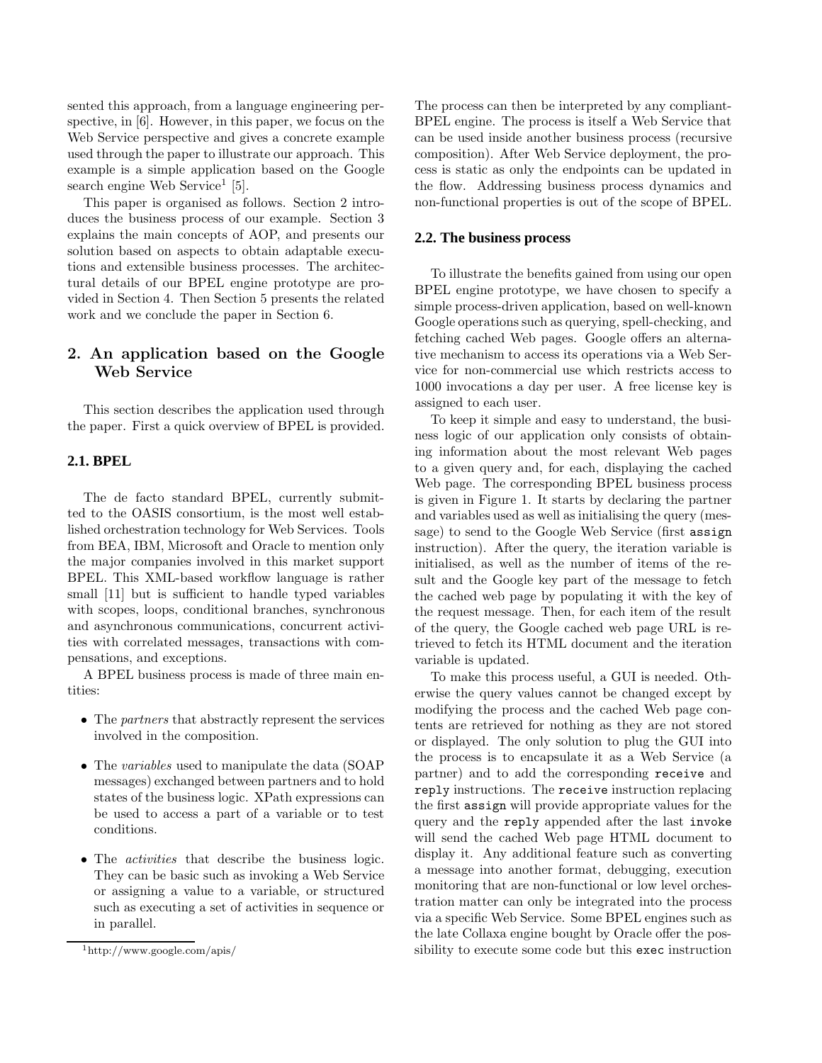sented this approach, from a language engineering perspective, in [6]. However, in this paper, we focus on the Web Service perspective and gives a concrete example used through the paper to illustrate our approach. This example is a simple application based on the Google search engine Web Service[1] [5].

This paper is organised as follows. Section 2 introduces the business process of our example. Section 3 explains the main concepts of AOP, and presents our solution based on aspects to obtain adaptable executions and extensible business processes. The architectural details of our BPEL engine prototype are provided in Section 4. Then Section 5 presents the related work and we conclude the paper in Section 6.

## 2. An application based on the Google Web Service

This section describes the application used through the paper. First a quick overview of BPEL is provided.

### 2.1. BPEL

The de facto standard BPEL, currently submitted to the OASIS consortium, is the most well established orchestration technology for Web Services. Tools from BEA, IBM, Microsoft and Oracle to mention only the major companies involved in this market support BPEL. This XML-based workflow language is rather small [11] but is sufficient to handle typed variables with scopes, loops, conditional branches, synchronous and asynchronous communications, concurrent activities with correlated messages, transactions with compensations, and exceptions.

A BPEL business process is made of three main entities:

- The *partners* that abstractly represent the services involved in the composition.
- The *variables* used to manipulate the data (SOAP messages) exchanged between partners and to hold states of the business logic. XPath expressions can be used to access a part of a variable or to test conditions.
- The *activities* that describe the business logic. They can be basic such as invoking a Web Service or assigning a value to a variable, or structured such as executing a set of activities in sequence or in parallel.

[1] http://www.google.com/apis/

The process can then be interpreted by any compliant-BPEL engine. The process is itself a Web Service that can be used inside another business process (recursive composition). After Web Service deployment, the process is static as only the endpoints can be updated in the flow. Addressing business process dynamics and non-functional properties is out of the scope of BPEL.

### 2.2. The business process

To illustrate the benefits gained from using our open BPEL engine prototype, we have chosen to specify a simple process-driven application, based on well-known Google operations such as querying, spell-checking, and fetching cached Web pages. Google offers an alternative mechanism to access its operations via a Web Service for non-commercial use which restricts access to 1000 invocations a day per user. A free license key is assigned to each user.

To keep it simple and easy to understand, the business logic of our application only consists of obtaining information about the most relevant Web pages to a given query and, for each, displaying the cached Web page. The corresponding BPEL business process is given in Figure 1. It starts by declaring the partner and variables used as well as initialising the query (message) to send to the Google Web Service (first `assign` instruction). After the query, the iteration variable is initialised, as well as the number of items of the result and the Google key part of the message to fetch the cached web page by populating it with the key of the request message. Then, for each item of the result of the query, the Google cached web page URL is retrieved to fetch its HTML document and the iteration variable is updated.

To make this process useful, a GUI is needed. Otherwise the query values cannot be changed except by modifying the process and the cached Web page contents are retrieved for nothing as they are not stored or displayed. The only solution to plug the GUI into the process is to encapsulate it as a Web Service (a partner) and to add the corresponding `receive` and `reply` instructions. The `receive` instruction replacing the first `assign` will provide appropriate values for the query and the `reply` appended after the last `invoke` will send the cached Web page HTML document to display it. Any additional feature such as converting a message into another format, debugging, execution monitoring that are non-functional or low level orchestration matter can only be integrated into the process via a specific Web Service. Some BPEL engines such as the late Collaxa engine bought by Oracle offer the possibility to execute some code but this `exec` instruction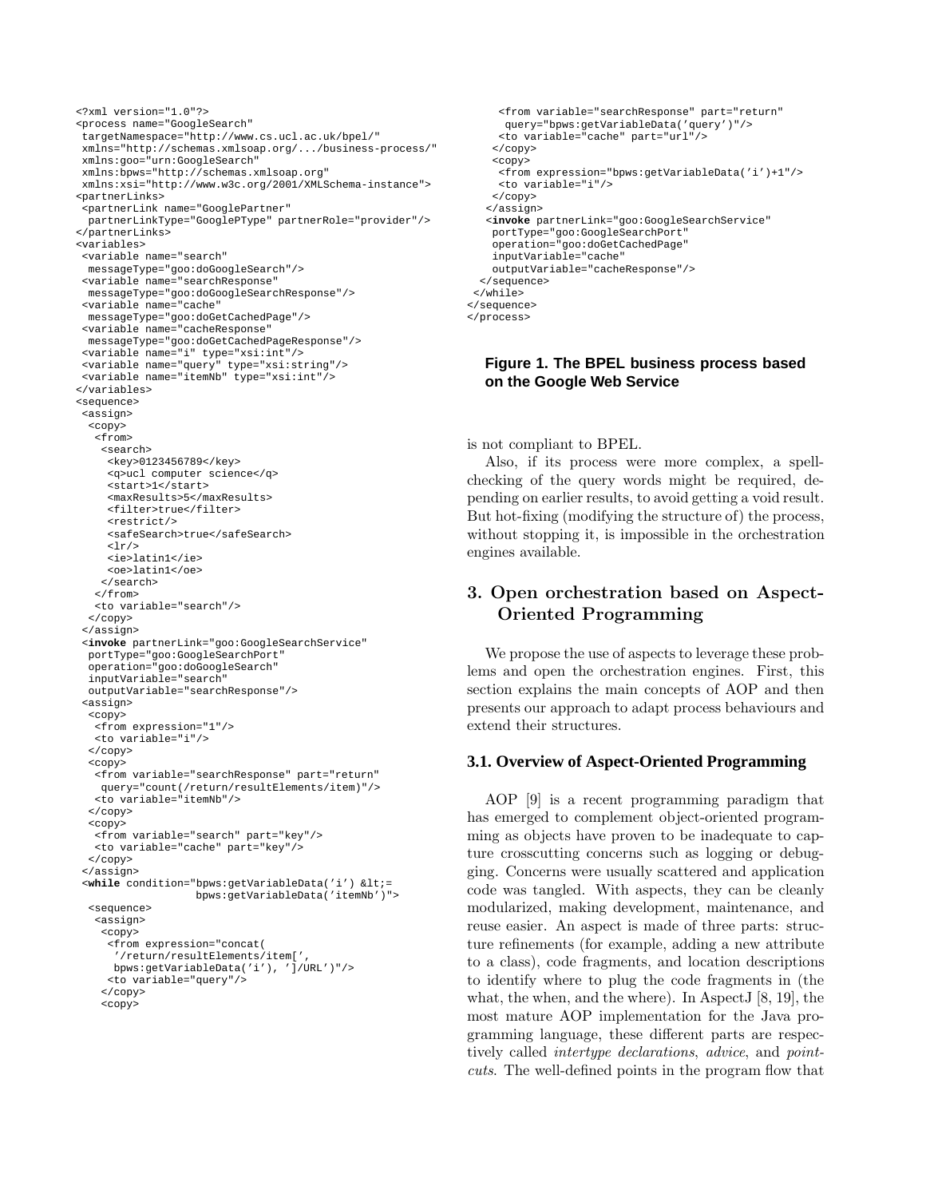```xml
<?xml version="1.0"?>
<process name="GoogleSearch"
 targetNamespace="http://www.cs.ucl.ac.uk/bpel/"
 xmlns="http://schemas.xmlsoap.org/.../business-process/"
 xmlns:goo="urn:GoogleSearch"
 xmlns:bpws="http://schemas.xmlsoap.org"
 xmlns:xsi="http://www.w3c.org/2001/XMLSchema-instance">
<partnerLinks>
 <partnerLink name="GooglePartner"
  partnerLinkType="GooglePType" partnerRole="provider"/>
</partnerLinks>
<variables>
 <variable name="search"
  messageType="goo:doGoogleSearch"/>
 <variable name="searchResponse"
  messageType="goo:doGoogleSearchResponse"/>
 <variable name="cache"
  messageType="goo:doGetCachedPage"/>
 <variable name="cacheResponse"
  messageType="goo:doGetCachedPageResponse"/>
 <variable name="i" type="xsi:int"/>
 <variable name="query" type="xsi:string"/>
 <variable name="itemNb" type="xsi:int"/>
</variables>
<sequence>
 <assign>
  <copy>
   <from>
    <search>
     <key>0123456789</key>
     <q>ucl computer science</q>
     <start>1</start>
     <maxResults>5</maxResults>
     <filter>true</filter>
     <restrict/>
     <safeSearch>true</safeSearch>
     <lr/>
     <ie>latin1</ie>
     <oe>latin1</oe>
    </search>
   </from>
   <to variable="search"/>
  </copy>
 </assign>
 <invoke partnerLink="goo:GoogleSearchService"
  portType="goo:GoogleSearchPort"
  operation="goo:doGoogleSearch"
  inputVariable="search"
  outputVariable="searchResponse"/>
 <assign>
  <copy>
   <from expression="1"/>
   <to variable="i"/>
  </copy>
  <copy>
   <from variable="searchResponse" part="return"
    query="count(/return/resultElements/item)"/>
   <to variable="itemNb"/>
  </copy>
  <copy>
   <from variable="search" part="key"/>
   <to variable="cache" part="key"/>
  </copy>
 </assign>
 <while condition="bpws:getVariableData('i') &lt;=
                   bpws:getVariableData('itemNb')">
  <sequence>
   <assign>
    <copy>
     <from expression="concat(
      '/return/resultElements/item[',
      bpws:getVariableData('i'), ']/URL')"/>
     <to variable="query"/>
    </copy>
    <copy>
     <from variable="searchResponse" part="return"
      query="bpws:getVariableData('query')"/>
     <to variable="cache" part="url"/>
    </copy>
    <copy>
     <from expression="bpws:getVariableData('i')+1"/>
     <to variable="i"/>
    </copy>
   </assign>
   <invoke partnerLink="goo:GoogleSearchService"
    portType="goo:GoogleSearchPort"
    operation="goo:doGetCachedPage"
    inputVariable="cache"
    outputVariable="cacheResponse"/>
  </sequence>
 </while>
</sequence>
</process>
```

**Figure 1. The BPEL business process based on the Google Web Service**

is not compliant to BPEL.

Also, if its process were more complex, a spell-checking of the query words might be required, depending on earlier results, to avoid getting a void result. But hot-fixing (modifying the structure of) the process, without stopping it, is impossible in the orchestration engines available.

## 3. Open orchestration based on Aspect-Oriented Programming

We propose the use of aspects to leverage these problems and open the orchestration engines. First, this section explains the main concepts of AOP and then presents our approach to adapt process behaviours and extend their structures.

### 3.1. Overview of Aspect-Oriented Programming

AOP [9] is a recent programming paradigm that has emerged to complement object-oriented programming as objects have proven to be inadequate to capture crosscutting concerns such as logging or debugging. Concerns were usually scattered and application code was tangled. With aspects, they can be cleanly modularized, making development, maintenance, and reuse easier. An aspect is made of three parts: structure refinements (for example, adding a new attribute to a class), code fragments, and location descriptions to identify where to plug the code fragments in (the what, the when, and the where). In AspectJ [8, 19], the most mature AOP implementation for the Java programming language, these different parts are respectively called *intertype declarations*, *advice*, and *pointcuts*. The well-defined points in the program flow that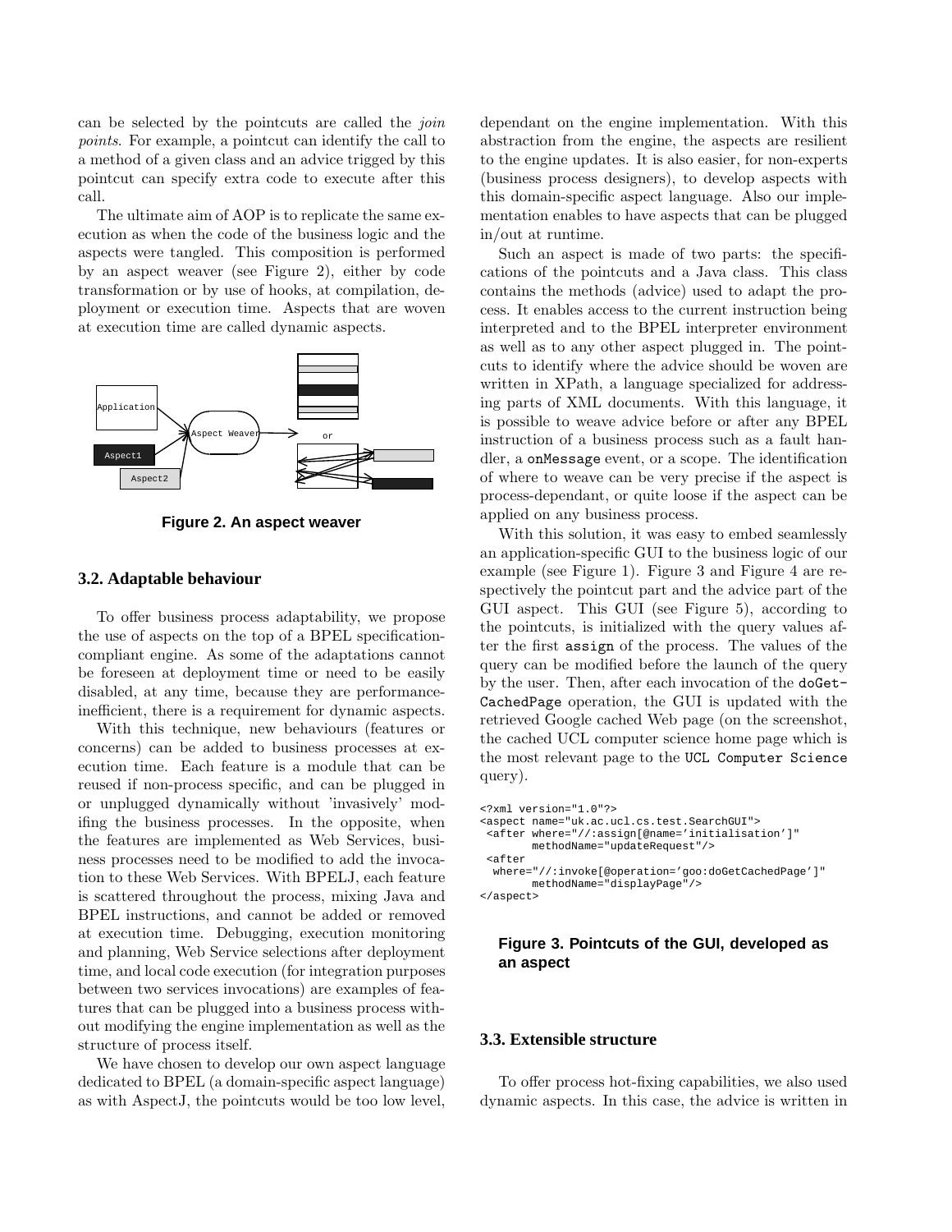can be selected by the pointcuts are called the *join points*. For example, a pointcut can identify the call to a method of a given class and an advice trigged by this pointcut can specify extra code to execute after this call.

The ultimate aim of AOP is to replicate the same execution as when the code of the business logic and the aspects were tangled. This composition is performed by an aspect weaver (see Figure 2), either by code transformation or by use of hooks, at compilation, deployment or execution time. Aspects that are woven at execution time are called dynamic aspects.

Application
Aspect1
Aspect2
Aspect Weaver
or

**Figure 2. An aspect weaver**

### 3.2. Adaptable behaviour

To offer business process adaptability, we propose the use of aspects on the top of a BPEL specification-compliant engine. As some of the adaptations cannot be foreseen at deployment time or need to be easily disabled, at any time, because they are performance-inefficient, there is a requirement for dynamic aspects.

With this technique, new behaviours (features or concerns) can be added to business processes at execution time. Each feature is a module that can be reused if non-process specific, and can be plugged in or unplugged dynamically without 'invasively' modifing the business processes. In the opposite, when the features are implemented as Web Services, business processes need to be modified to add the invocation to these Web Services. With BPELJ, each feature is scattered throughout the process, mixing Java and BPEL instructions, and cannot be added or removed at execution time. Debugging, execution monitoring and planning, Web Service selections after deployment time, and local code execution (for integration purposes between two services invocations) are examples of features that can be plugged into a business process without modifying the engine implementation as well as the structure of process itself.

We have chosen to develop our own aspect language dedicated to BPEL (a domain-specific aspect language) as with AspectJ, the pointcuts would be too low level, dependant on the engine implementation. With this abstraction from the engine, the aspects are resilient to the engine updates. It is also easier, for non-experts (business process designers), to develop aspects with this domain-specific aspect language. Also our implementation enables to have aspects that can be plugged in/out at runtime.

Such an aspect is made of two parts: the specifications of the pointcuts and a Java class. This class contains the methods (advice) used to adapt the process. It enables access to the current instruction being interpreted and to the BPEL interpreter environment as well as to any other aspect plugged in. The pointcuts to identify where the advice should be woven are written in XPath, a language specialized for addressing parts of XML documents. With this language, it is possible to weave advice before or after any BPEL instruction of a business process such as a fault handler, a `onMessage` event, or a scope. The identification of where to weave can be very precise if the aspect is process-dependant, or quite loose if the aspect can be applied on any business process.

With this solution, it was easy to embed seamlessly an application-specific GUI to the business logic of our example (see Figure 1). Figure 3 and Figure 4 are respectively the pointcut part and the advice part of the GUI aspect. This GUI (see Figure 5), according to the pointcuts, is initialized with the query values after the first `assign` of the process. The values of the query can be modified before the launch of the query by the user. Then, after each invocation of the `doGetCachedPage` operation, the GUI is updated with the retrieved Google cached Web page (on the screenshot, the cached UCL computer science home page which is the most relevant page to the `UCL Computer Science` query).

```
<?xml version="1.0"?>
<aspect name="uk.ac.ucl.cs.test.SearchGUI">
 <after where="//:assign[@name='initialisation']"
        methodName="updateRequest"/>
 <after
  where="//:invoke[@operation='goo:doGetCachedPage']"
        methodName="displayPage"/>
</aspect>
```

**Figure 3. Pointcuts of the GUI, developed as an aspect**

### 3.3. Extensible structure

To offer process hot-fixing capabilities, we also used dynamic aspects. In this case, the advice is written in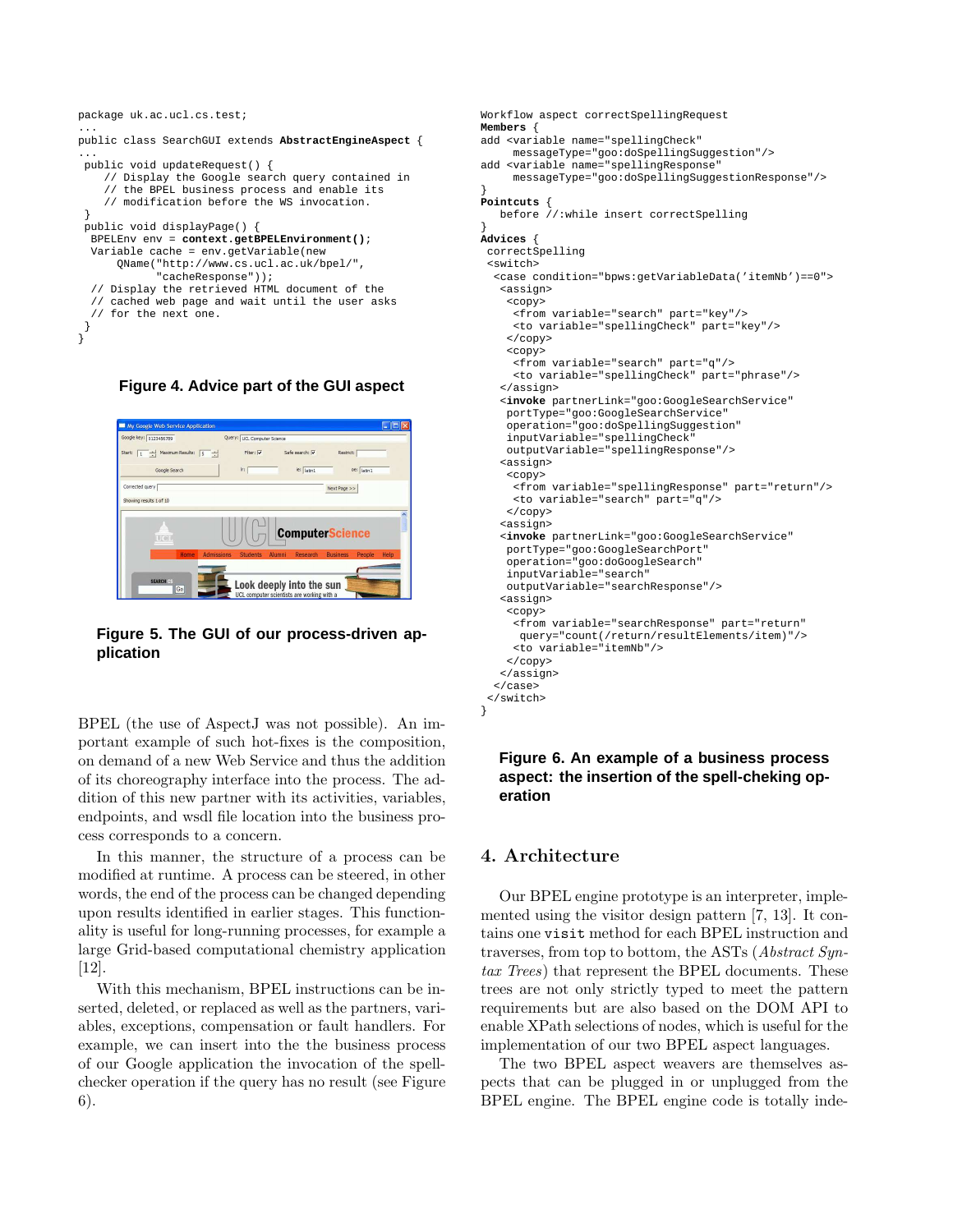```
package uk.ac.ucl.cs.test;
...
public class SearchGUI extends AbstractEngineAspect {
...
 public void updateRequest() {
    // Display the Google search query contained in
    // the BPEL business process and enable its
    // modification before the WS invocation.
 }
 public void displayPage() {
  BPELEnv env = context.getBPELEnvironment();
  Variable cache = env.getVariable(new
      QName("http://www.cs.ucl.ac.uk/bpel/",
            "cacheResponse"));
  // Display the retrieved HTML document of the
  // cached web page and wait until the user asks
  // for the next one.
 }
}
```

**Figure 4. Advice part of the GUI aspect**

**Figure 5. The GUI of our process-driven application**

BPEL (the use of AspectJ was not possible). An important example of such hot-fixes is the composition, on demand of a new Web Service and thus the addition of its choreography interface into the process. The addition of this new partner with its activities, variables, endpoints, and wsdl file location into the business process corresponds to a concern.

In this manner, the structure of a process can be modified at runtime. A process can be steered, in other words, the end of the process can be changed depending upon results identified in earlier stages. This functionality is useful for long-running processes, for example a large Grid-based computational chemistry application [12].

With this mechanism, BPEL instructions can be inserted, deleted, or replaced as well as the partners, variables, exceptions, compensation or fault handlers. For example, we can insert into the the business process of our Google application the invocation of the spell-checker operation if the query has no result (see Figure 6).

```
Workflow aspect correctSpellingRequest
Members {
add <variable name="spellingCheck"
     messageType="goo:doSpellingSuggestion"/>
add <variable name="spellingResponse"
     messageType="goo:doSpellingSuggestionResponse"/>
}
Pointcuts {
   before //:while insert correctSpelling
}
Advices {
 correctSpelling
 <switch>
  <case condition="bpws:getVariableData('itemNb')==0">
   <assign>
    <copy>
     <from variable="search" part="key"/>
     <to variable="spellingCheck" part="key"/>
    </copy>
    <copy>
     <from variable="search" part="q"/>
     <to variable="spellingCheck" part="phrase"/>
   </assign>
   <invoke partnerLink="goo:GoogleSearchService"
    portType="goo:GoogleSearchService"
    operation="goo:doSpellingSuggestion"
    inputVariable="spellingCheck"
    outputVariable="spellingResponse"/>
   <assign>
    <copy>
     <from variable="spellingResponse" part="return"/>
     <to variable="search" part="q"/>
    </copy>
   <assign>
   <invoke partnerLink="goo:GoogleSearchService"
    portType="goo:GoogleSearchPort"
    operation="goo:doGoogleSearch"
    inputVariable="search"
    outputVariable="searchResponse"/>
   <assign>
    <copy>
     <from variable="searchResponse" part="return"
      query="count(/return/resultElements/item)"/>
     <to variable="itemNb"/>
    </copy>
   </assign>
  </case>
 </switch>
}
```

**Figure 6. An example of a business process aspect: the insertion of the spell-cheking operation**

## 4. Architecture

Our BPEL engine prototype is an interpreter, implemented using the visitor design pattern [7, 13]. It contains one `visit` method for each BPEL instruction and traverses, from top to bottom, the ASTs (*Abstract Syntax Trees*) that represent the BPEL documents. These trees are not only strictly typed to meet the pattern requirements but are also based on the DOM API to enable XPath selections of nodes, which is useful for the implementation of our two BPEL aspect languages.

The two BPEL aspect weavers are themselves aspects that can be plugged in or unplugged from the BPEL engine. The BPEL engine code is totally inde-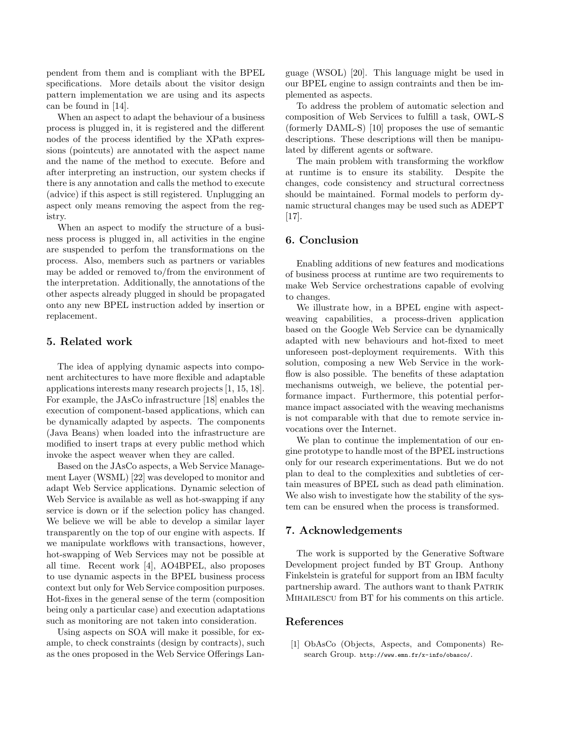pendent from them and is compliant with the BPEL specifications. More details about the visitor design pattern implementation we are using and its aspects can be found in [14].

When an aspect to adapt the behaviour of a business process is plugged in, it is registered and the different nodes of the process identified by the XPath expressions (pointcuts) are annotated with the aspect name and the name of the method to execute. Before and after interpreting an instruction, our system checks if there is any annotation and calls the method to execute (advice) if this aspect is still registered. Unplugging an aspect only means removing the aspect from the registry.

When an aspect to modify the structure of a business process is plugged in, all activities in the engine are suspended to perfom the transformations on the process. Also, members such as partners or variables may be added or removed to/from the environment of the interpretation. Additionally, the annotations of the other aspects already plugged in should be propagated onto any new BPEL instruction added by insertion or replacement.

## 5. Related work

The idea of applying dynamic aspects into component architectures to have more flexible and adaptable applications interests many research projects [1, 15, 18]. For example, the JAsCo infrastructure [18] enables the execution of component-based applications, which can be dynamically adapted by aspects. The components (Java Beans) when loaded into the infrastructure are modified to insert traps at every public method which invoke the aspect weaver when they are called.

Based on the JAsCo aspects, a Web Service Management Layer (WSML) [22] was developed to monitor and adapt Web Service applications. Dynamic selection of Web Service is available as well as hot-swapping if any service is down or if the selection policy has changed. We believe we will be able to develop a similar layer transparently on the top of our engine with aspects. If we manipulate workflows with transactions, however, hot-swapping of Web Services may not be possible at all time. Recent work [4], AO4BPEL, also proposes to use dynamic aspects in the BPEL business process context but only for Web Service composition purposes. Hot-fixes in the general sense of the term (composition being only a particular case) and execution adaptations such as monitoring are not taken into consideration.

Using aspects on SOA will make it possible, for example, to check constraints (design by contracts), such as the ones proposed in the Web Service Offerings Language (WSOL) [20]. This language might be used in our BPEL engine to assign contraints and then be implemented as aspects.

To address the problem of automatic selection and composition of Web Services to fulfill a task, OWL-S (formerly DAML-S) [10] proposes the use of semantic descriptions. These descriptions will then be manipulated by different agents or software.

The main problem with transforming the workflow at runtime is to ensure its stability. Despite the changes, code consistency and structural correctness should be maintained. Formal models to perform dynamic structural changes may be used such as ADEPT [17].

## 6. Conclusion

Enabling additions of new features and modications of business process at runtime are two requirements to make Web Service orchestrations capable of evolving to changes.

We illustrate how, in a BPEL engine with aspect-weaving capabilities, a process-driven application based on the Google Web Service can be dynamically adapted with new behaviours and hot-fixed to meet unforeseen post-deployment requirements. With this solution, composing a new Web Service in the workflow is also possible. The benefits of these adaptation mechanisms outweigh, we believe, the potential performance impact. Furthermore, this potential performance impact associated with the weaving mechanisms is not comparable with that due to remote service invocations over the Internet.

We plan to continue the implementation of our engine prototype to handle most of the BPEL instructions only for our research experimentations. But we do not plan to deal to the complexities and subtleties of certain measures of BPEL such as dead path elimination. We also wish to investigate how the stability of the system can be ensured when the process is transformed.

## 7. Acknowledgements

The work is supported by the Generative Software Development project funded by BT Group. Anthony Finkelstein is grateful for support from an IBM faculty partnership award. The authors want to thank Patrik Mihailescu from BT for his comments on this article.

## References

[1] ObAsCo (Objects, Aspects, and Components) Research Group. `http://www.emn.fr/x-info/obasco/`.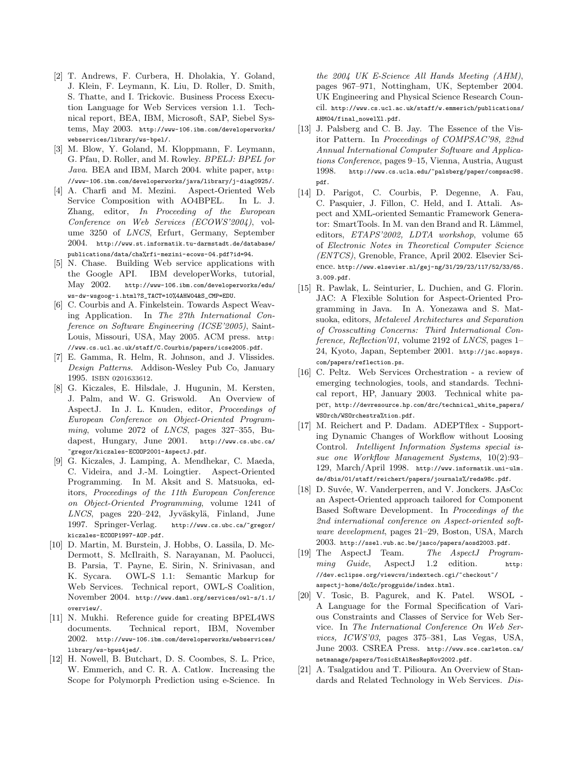[2] T. Andrews, F. Curbera, H. Dholakia, Y. Goland, J. Klein, F. Leymann, K. Liu, D. Roller, D. Smith, S. Thatte, and I. Trickovic. Business Process Execution Language for Web Services version 1.1. Technical report, BEA, IBM, Microsoft, SAP, Siebel Systems, May 2003. http://www-106.ibm.com/developerworks/webservices/library/ws-bpel/.

[3] M. Blow, Y. Goland, M. Kloppmann, F. Leymann, G. Pfau, D. Roller, and M. Rowley. *BPELJ: BPEL for Java*. BEA and IBM, March 2004. white paper, http://www-106.ibm.com/developerworks/java/library/j-diag0925/.

[4] A. Charfi and M. Mezini. Aspect-Oriented Web Service Composition with AO4BPEL. In L. J. Zhang, editor, *In Proceeding of the European Conference on Web Services (ECOWS'2004)*, volume 3250 of *LNCS*, Erfurt, Germany, September 2004. http://www.st.informatik.tu-darmstadt.de/database/publications/data/cha%rfi-mezini-ecows-04.pdf?id=94.

[5] N. Chase. Building Web service applications with the Google API. IBM developerWorks, tutorial, May 2002. http://www-106.ibm.com/developerworks/edu/ws-dw-wsgoog-i.html?S_TACT=10%4AHW04&S_CMP=EDU.

[6] C. Courbis and A. Finkelstein. Towards Aspect Weaving Application. In *The 27th International Conference on Software Engineering (ICSE'2005)*, Saint-Louis, Missouri, USA, May 2005. ACM press. http://www.cs.ucl.ac.uk/staff/C.Courbis/papers/icse2005.pdf.

[7] E. Gamma, R. Helm, R. Johnson, and J. Vlissides. *Design Patterns*. Addison-Wesley Pub Co, January 1995. ISBN 0201633612.

[8] G. Kiczales, E. Hilsdale, J. Hugunin, M. Kersten, J. Palm, and W. G. Griswold. An Overview of AspectJ. In J. L. Knuden, editor, *Proceedings of European Conference on Object-Oriented Programming*, volume 2072 of *LNCS*, pages 327–355, Budapest, Hungary, June 2001. http://www.cs.ubc.ca/~gregor/kiczales-ECOOP2001-AspectJ.pdf.

[9] G. Kiczales, J. Lamping, A. Mendhekar, C. Maeda, C. Videira, and J.-M. Loingtier. Aspect-Oriented Programming. In M. Aksit and S. Matsuoka, editors, *Proceedings of the 11th European Conference on Object-Oriented Programming*, volume 1241 of *LNCS*, pages 220–242, Jyväskylä, Finland, June 1997. Springer-Verlag. http://www.cs.ubc.ca/~gregor/kiczales-ECOOP1997-AOP.pdf.

[10] D. Martin, M. Burstein, J. Hobbs, O. Lassila, D. McDermott, S. McIlraith, S. Narayanan, M. Paolucci, B. Parsia, T. Payne, E. Sirin, N. Srinivasan, and K. Sycara. OWL-S 1.1: Semantic Markup for Web Services. Technical report, OWL-S Coalition, November 2004. http://www.daml.org/services/owl-s/1.1/overview/.

[11] N. Mukhi. Reference guide for creating BPEL4WS documents. Technical report, IBM, November 2002. http://www-106.ibm.com/developerworks/webservices/library/ws-bpws4jed/.

[12] H. Nowell, B. Butchart, D. S. Coombes, S. L. Price, W. Emmerich, and C. R. A. Catlow. Increasing the Scope for Polymorph Prediction using e-Science. In *the 2004 UK E-Science All Hands Meeting (AHM)*, pages 967–971, Nottingham, UK, September 2004. UK Engineering and Physical Science Research Council. http://www.cs.ucl.ac.uk/staff/w.emmerich/publications/AHM04/final_nowel%l.pdf.

[13] J. Palsberg and C. B. Jay. The Essence of the Visitor Pattern. In *Proceedings of COMPSAC'98, 22nd Annual International Computer Software and Applications Conference*, pages 9–15, Vienna, Austria, August 1998. http://www.cs.ucla.edu/~palsberg/paper/compsac98.pdf.

[14] D. Parigot, C. Courbis, P. Degenne, A. Fau, C. Pasquier, J. Fillon, C. Held, and I. Attali. Aspect and XML-oriented Semantic Framework Generator: SmartTools. In M. van den Brand and R. Lämmel, editors, *ETAPS'2002, LDTA workshop*, volume 65 of *Electronic Notes in Theoretical Computer Science (ENTCS)*, Grenoble, France, April 2002. Elsevier Science. http://www.elsevier.nl/gej-ng/31/29/23/117/52/33/65.3.009.pdf.

[15] R. Pawlak, L. Seinturier, L. Duchien, and G. Florin. JAC: A Flexible Solution for Aspect-Oriented Programming in Java. In A. Yonezawa and S. Matsuoka, editors, *Metalevel Architectures and Separation of Crosscutting Concerns: Third International Conference, Reflection'01*, volume 2192 of *LNCS*, pages 1–24, Kyoto, Japan, September 2001. http://jac.aopsys.com/papers/reflection.ps.

[16] C. Peltz. Web Services Orchestration - a review of emerging technologies, tools, and standards. Technical report, HP, January 2003. Technical white paper, http://devresource.hp.com/drc/technical_white_papers/WSOrch/WSOrchestra%tion.pdf.

[17] M. Reichert and P. Dadam. ADEPTflex - Supporting Dynamic Changes of Workflow without Loosing Control. *Intelligent Information Systems special issue one Workflow Management Systems*, 10(2):93–129, March/April 1998. http://www.informatik.uni-ulm.de/dbis/01/staff/reichert/papers/journals%/reda98c.pdf.

[18] D. Suvée, W. Vanderperren, and V. Jonckers. JAsCo: an Aspect-Oriented approach tailored for Component Based Software Development. In *Proceedings of the 2nd international conference on Aspect-oriented software development*, pages 21–29, Boston, USA, March 2003. http://ssel.vub.ac.be/jasco/papers/aosd2003.pdf.

[19] The AspectJ Team. *The AspectJ Programming Guide*, AspectJ 1.2 edition. http://dev.eclipse.org/viewcvs/indextech.cgi/~checkout~/aspectj-home/do%c/progguide/index.html.

[20] V. Tosic, B. Pagurek, and K. Patel. WSOL - A Language for the Formal Specification of Various Constraints and Classes of Service for Web Service. In *The International Conference On Web Services, ICWS'03*, pages 375–381, Las Vegas, USA, June 2003. CSREA Press. http://www.sce.carleton.ca/netmanage/papers/TosicEtAlResRepNov2002.pdf.

[21] A. Tsalgatidou and T. Pilioura. An Overview of Standards and Related Technology in Web Services. *Dis-*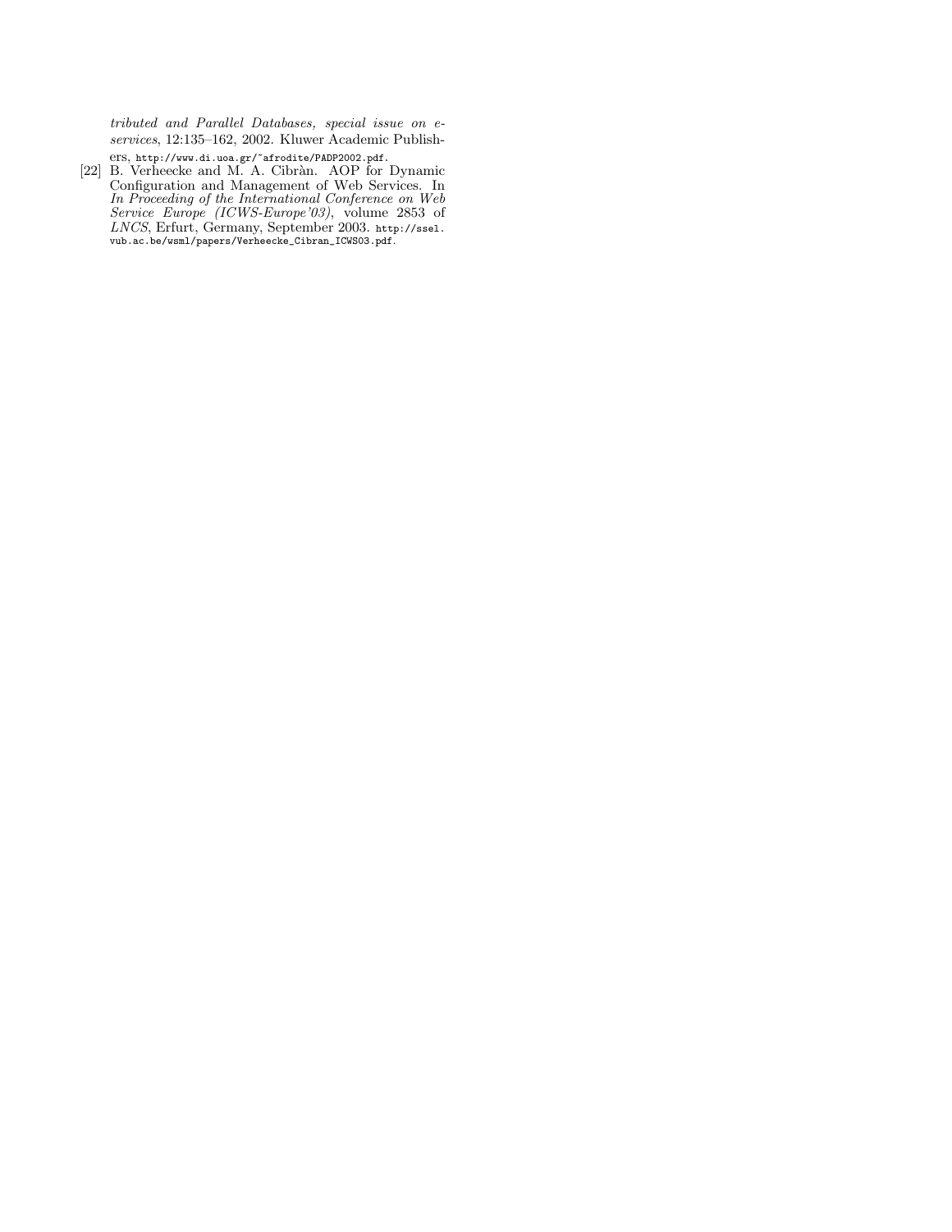*tributed and Parallel Databases, special issue on e-services*, 12:135–162, 2002. Kluwer Academic Publishers, http://www.di.uoa.gr/~afrodite/PADP2002.pdf.

[22] B. Verheecke and M. A. Cibràn. AOP for Dynamic Configuration and Management of Web Services. In *In Proceeding of the International Conference on Web Service Europe (ICWS-Europe'03)*, volume 2853 of *LNCS*, Erfurt, Germany, September 2003. http://ssel.vub.ac.be/wsml/papers/Verheecke_Cibran_ICWS03.pdf.